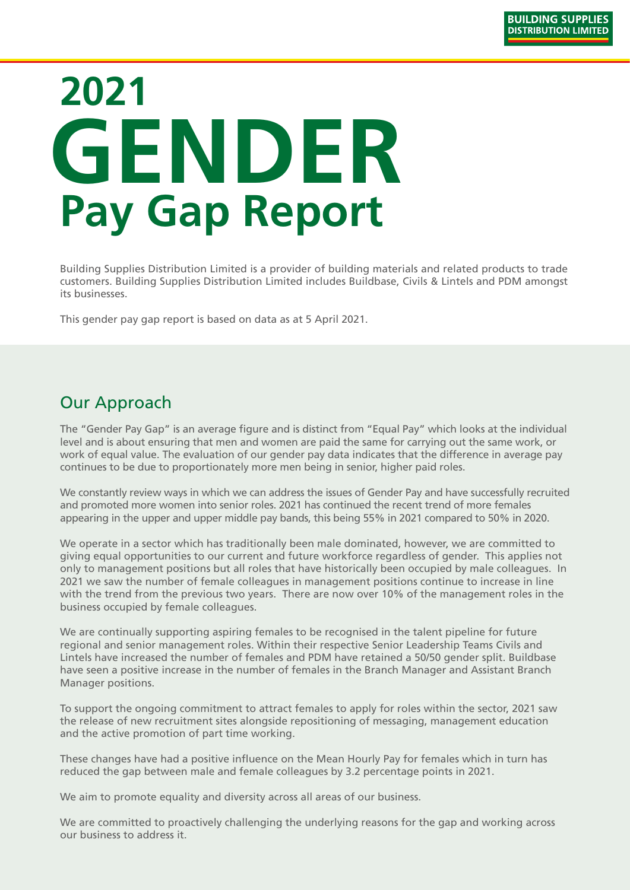# 2021 GENDER Pay Gap Report

Building Supplies Distribution Limited is a provider of building materials and related products to trade customers. Building Supplies Distribution Limited includes Buildbase, Civils & Lintels and PDM amongst its businesses.

This gender pay gap report is based on data as at 5 April 2021.

## Our Approach

The "Gender Pay Gap" is an average figure and is distinct from "Equal Pay" which looks at the individual level and is about ensuring that men and women are paid the same for carrying out the same work, or work of equal value. The evaluation of our gender pay data indicates that the difference in average pay continues to be due to proportionately more men being in senior, higher paid roles.

We constantly review ways in which we can address the issues of Gender Pay and have successfully recruited and promoted more women into senior roles. 2021 has continued the recent trend of more females appearing in the upper and upper middle pay bands, this being 55% in 2021 compared to 50% in 2020.

We operate in a sector which has traditionally been male dominated, however, we are committed to giving equal opportunities to our current and future workforce regardless of gender. This applies not only to management positions but all roles that have historically been occupied by male colleagues. In 2021 we saw the number of female colleagues in management positions continue to increase in line with the trend from the previous two years. There are now over 10% of the management roles in the business occupied by female colleagues.

We are continually supporting aspiring females to be recognised in the talent pipeline for future regional and senior management roles. Within their respective Senior Leadership Teams Civils and Lintels have increased the number of females and PDM have retained a 50/50 gender split. Buildbase have seen a positive increase in the number of females in the Branch Manager and Assistant Branch Manager positions.

To support the ongoing commitment to attract females to apply for roles within the sector, 2021 saw the release of new recruitment sites alongside repositioning of messaging, management education and the active promotion of part time working.

These changes have had a positive influence on the Mean Hourly Pay for females which in turn has reduced the gap between male and female colleagues by 3.2 percentage points in 2021.

We aim to promote equality and diversity across all areas of our business.

We are committed to proactively challenging the underlying reasons for the gap and working across our business to address it.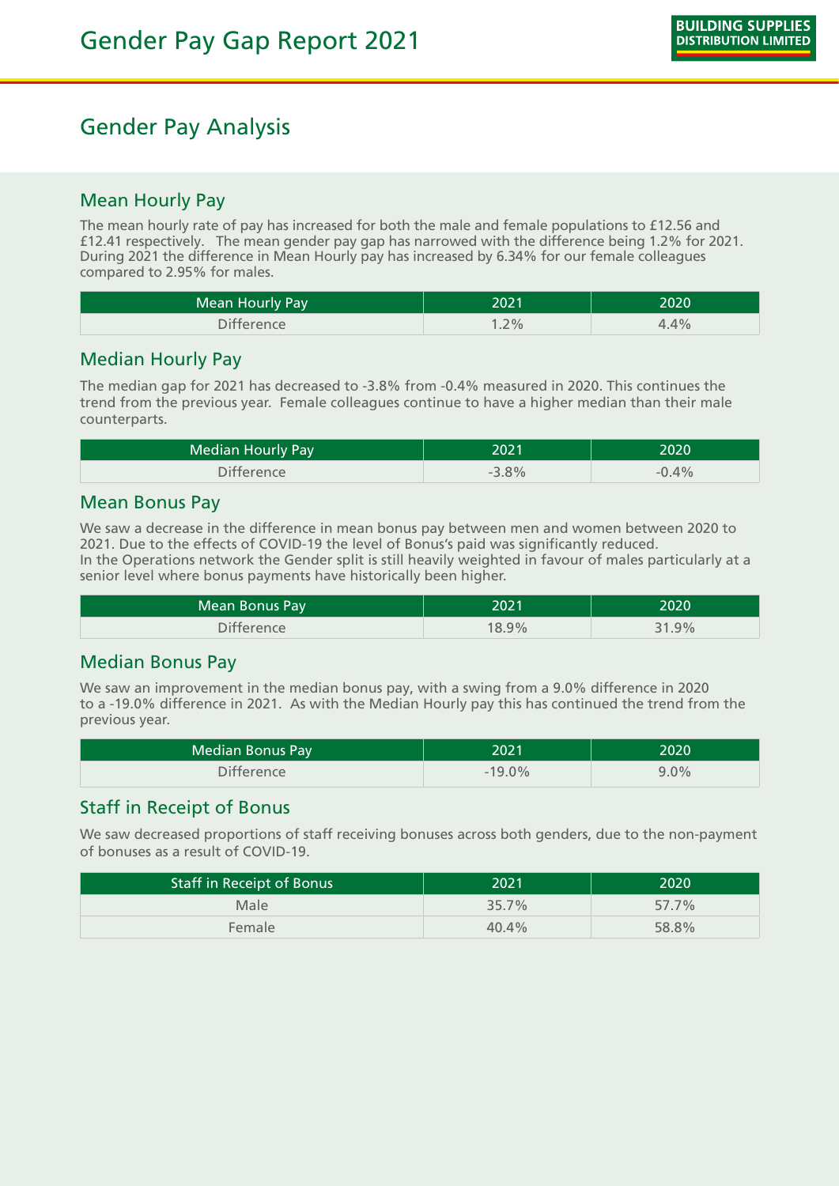# Gender Pay Gap Report 2021

## Gender Pay Analysis

### Mean Hourly Pay

The mean hourly rate of pay has increased for both the male and female populations to £12.56 and £12.41 respectively. The mean gender pay gap has narrowed with the difference being 1.2% for 2021. During 2021 the difference in Mean Hourly pay has increased by 6.34% for our female colleagues compared to 2.95% for males.

| Mean Hourly Pay | 2021 | 2020 |
|---|---|---|
| Difference | 1.2% | 4.4% |

### Median Hourly Pay

The median gap for 2021 has decreased to -3.8% from -0.4% measured in 2020. This continues the trend from the previous year. Female colleagues continue to have a higher median than their male counterparts.

| Median Hourly Pay | 2021 | 2020 |
|---|---|---|
| Difference | -3.8% | -0.4% |

### Mean Bonus Pay

We saw a decrease in the difference in mean bonus pay between men and women between 2020 to 2021. Due to the effects of COVID-19 the level of Bonus's paid was significantly reduced.
In the Operations network the Gender split is still heavily weighted in favour of males particularly at a senior level where bonus payments have historically been higher.

| Mean Bonus Pay | 2021 | 2020 |
|---|---|---|
| Difference | 18.9% | 31.9% |

### Median Bonus Pay

We saw an improvement in the median bonus pay, with a swing from a 9.0% difference in 2020 to a -19.0% difference in 2021. As with the Median Hourly pay this has continued the trend from the previous year.

| Median Bonus Pay | 2021 | 2020 |
|---|---|---|
| Difference | -19.0% | 9.0% |

### Staff in Receipt of Bonus

We saw decreased proportions of staff receiving bonuses across both genders, due to the non-payment of bonuses as a result of COVID-19.

| Staff in Receipt of Bonus | 2021 | 2020 |
|---|---|---|
| Male | 35.7% | 57.7% |
| Female | 40.4% | 58.8% |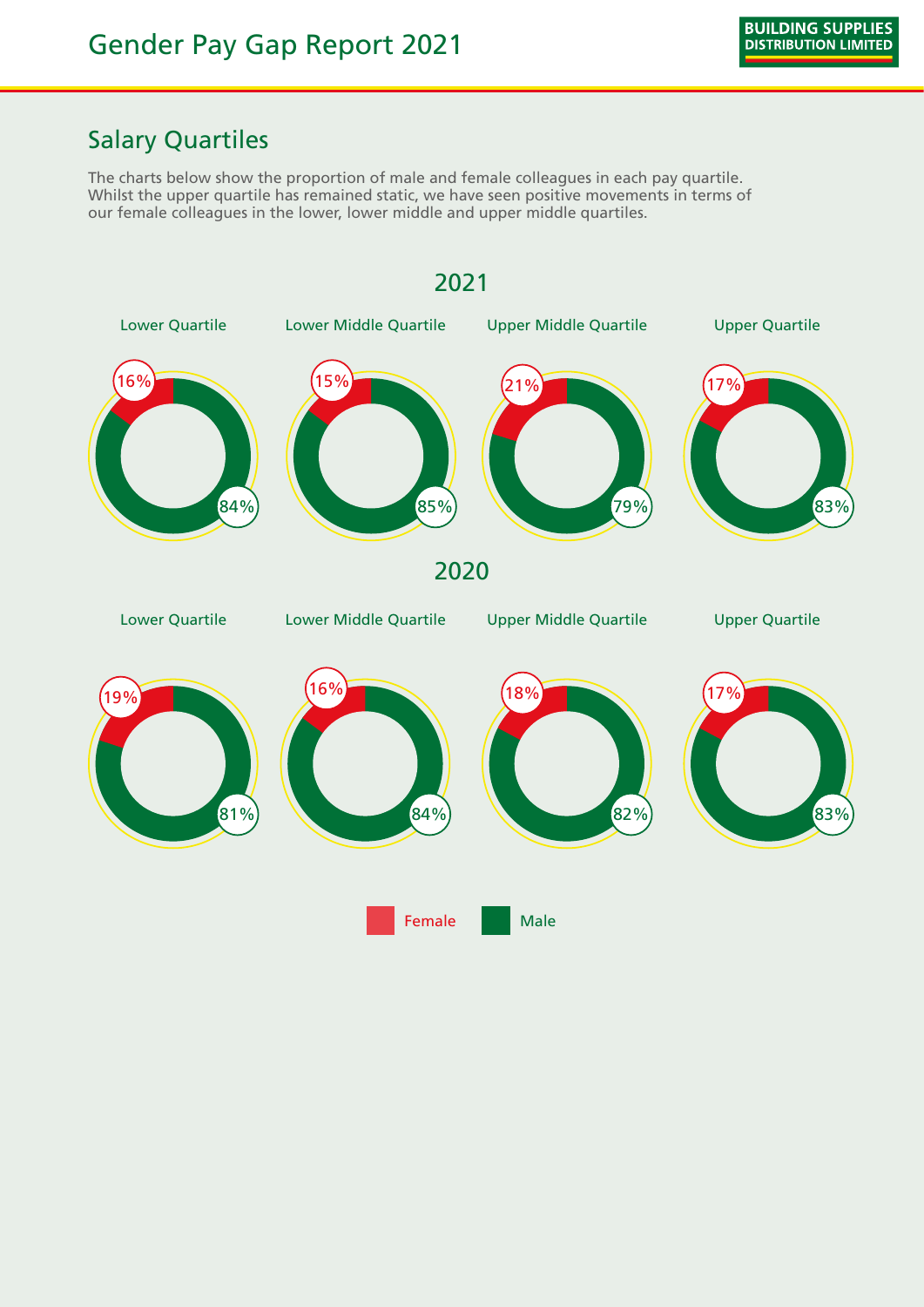# Gender Pay Gap Report 2021

## Salary Quartiles

The charts below show the proportion of male and female colleagues in each pay quartile. Whilst the upper quartile has remained static, we have seen positive movements in terms of our female colleagues in the lower, lower middle and upper middle quartiles.

### 2021

Lower Quartile
16%
84%

Lower Middle Quartile
15%
85%

Upper Middle Quartile
21%
79%

Upper Quartile
17%
83%

### 2020

Lower Quartile
19%
81%

Lower Middle Quartile
16%
84%

Upper Middle Quartile
18%
82%

Upper Quartile
17%
83%

Female
Male